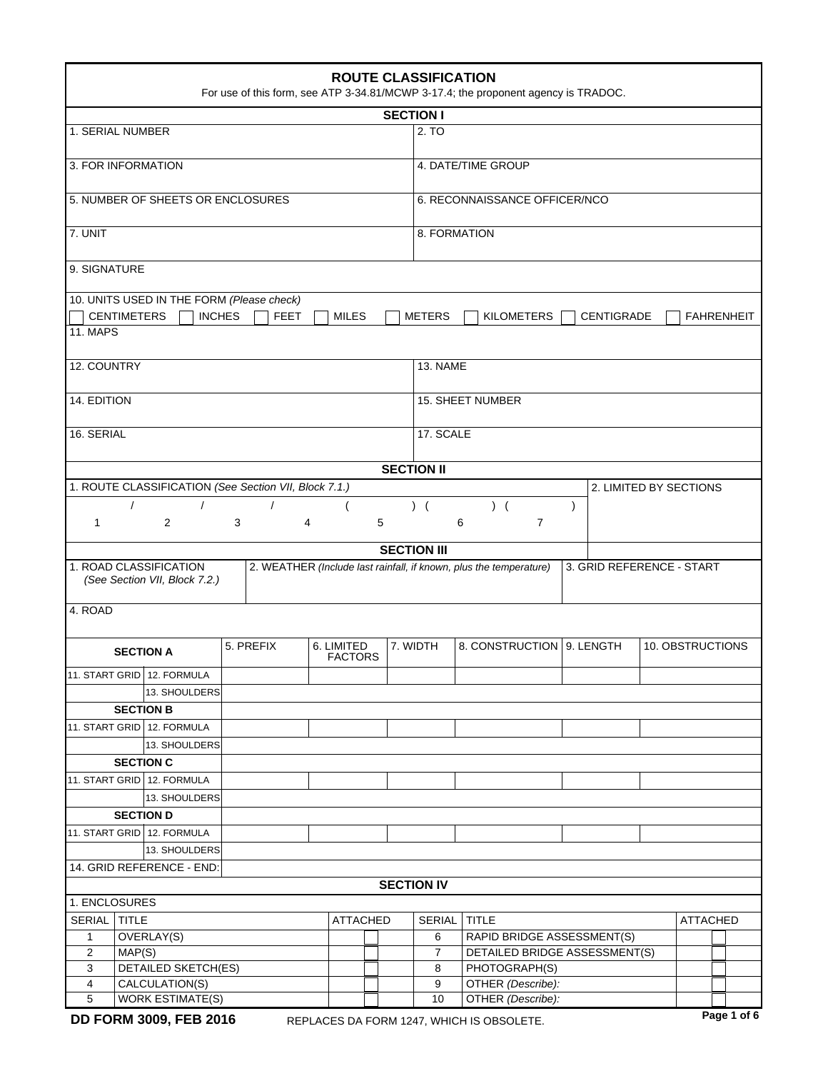# ROUTE CLASSIFICATION

For use of this form, see ATP 3-34.81/MCWP 3-17.4; the proponent agency is TRADOC.

## SECTION I

| | |
|---|---|
| 1. SERIAL NUMBER | 2. TO |
| 3. FOR INFORMATION | 4. DATE/TIME GROUP |
| 5. NUMBER OF SHEETS OR ENCLOSURES | 6. RECONNAISSANCE OFFICER/NCO |
| 7. UNIT | 8. FORMATION |
| 9. SIGNATURE | |

10. UNITS USED IN THE FORM *(Please check)*

☐ CENTIMETERS ☐ INCHES ☐ FEET ☐ MILES ☐ METERS ☐ KILOMETERS ☐ CENTIGRADE ☐ FAHRENHEIT

11. MAPS

| | |
|---|---|
| 12. COUNTRY | 13. NAME |
| 14. EDITION | 15. SHEET NUMBER |
| 16. SERIAL | 17. SCALE |

## SECTION II

1. ROUTE CLASSIFICATION *(See Section VII, Block 7.1.)*

/ / / ( ) ( ) ( )

1 2 3 4 5 6 7

2. LIMITED BY SECTIONS

## SECTION III

| 1. ROAD CLASSIFICATION *(See Section VII, Block 7.2.)* | 2. WEATHER *(Include last rainfall, if known, plus the temperature)* | 3. GRID REFERENCE - START |
|---|---|---|

4. ROAD

| SECTION A | | 5. PREFIX | 6. LIMITED FACTORS | 7. WIDTH | 8. CONSTRUCTION | 9. LENGTH | 10. OBSTRUCTIONS |
|---|---|---|---|---|---|---|---|
| 11. START GRID | 12. FORMULA | | | | | | |
| | 13. SHOULDERS | | | | | | |
| **SECTION B** | | | | | | | |
| 11. START GRID | 12. FORMULA | | | | | | |
| | 13. SHOULDERS | | | | | | |
| **SECTION C** | | | | | | | |
| 11. START GRID | 12. FORMULA | | | | | | |
| | 13. SHOULDERS | | | | | | |
| **SECTION D** | | | | | | | |
| 11. START GRID | 12. FORMULA | | | | | | |
| | 13. SHOULDERS | | | | | | |
| 14. GRID REFERENCE - END: | | | | | | | |

## SECTION IV

1. ENCLOSURES

| SERIAL | TITLE | ATTACHED | SERIAL | TITLE | ATTACHED |
|---|---|---|---|---|---|
| 1 | OVERLAY(S) | ☐ | 6 | RAPID BRIDGE ASSESSMENT(S) | ☐ |
| 2 | MAP(S) | ☐ | 7 | DETAILED BRIDGE ASSESSMENT(S) | ☐ |
| 3 | DETAILED SKETCH(ES) | ☐ | 8 | PHOTOGRAPH(S) | ☐ |
| 4 | CALCULATION(S) | ☐ | 9 | OTHER *(Describe):* | ☐ |
| 5 | WORK ESTIMATE(S) | ☐ | 10 | OTHER *(Describe):* | ☐ |

**DD FORM 3009, FEB 2016** REPLACES DA FORM 1247, WHICH IS OBSOLETE.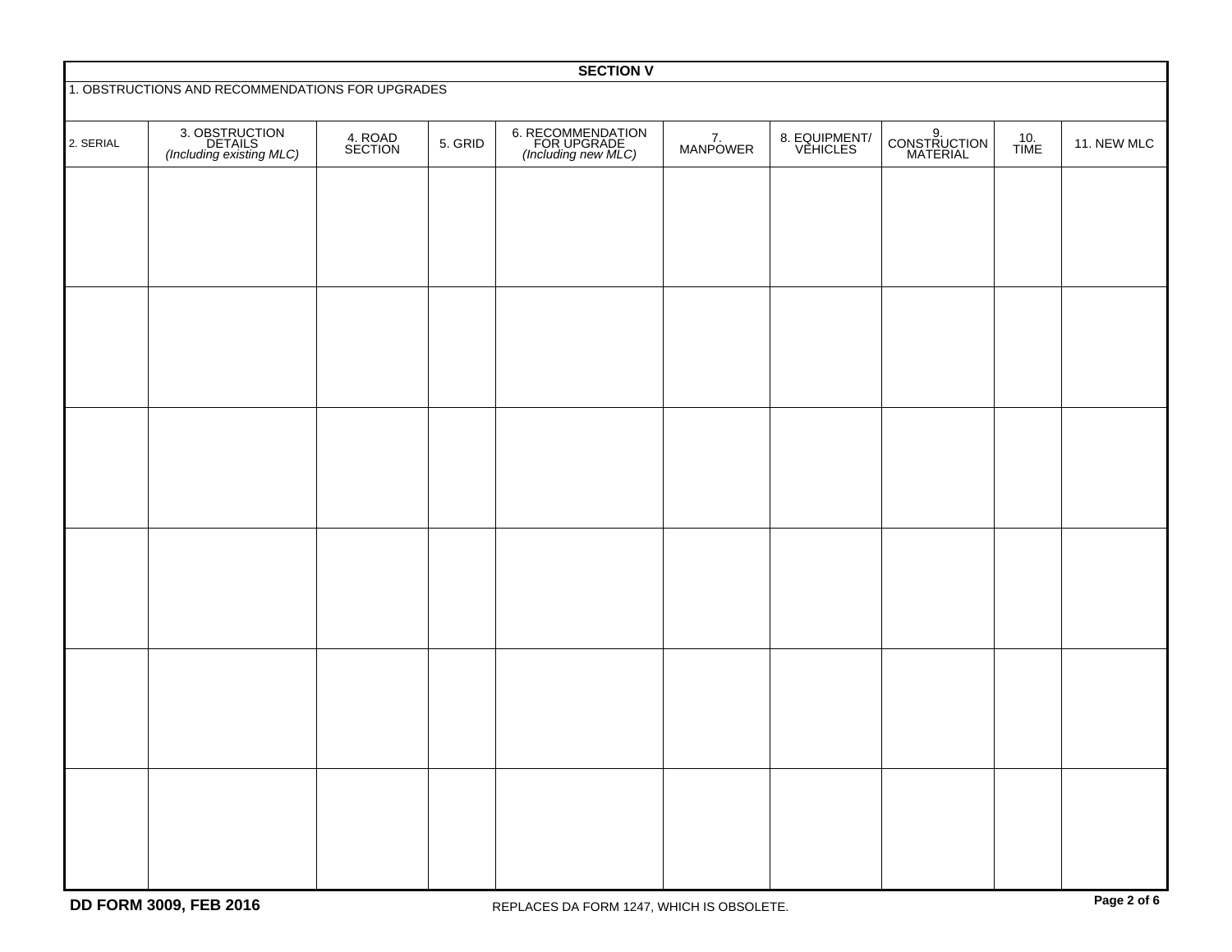**SECTION V**

1. OBSTRUCTIONS AND RECOMMENDATIONS FOR UPGRADES

| 2. SERIAL | 3. OBSTRUCTION DETAILS *(Including existing MLC)* | 4. ROAD SECTION | 5. GRID | 6. RECOMMENDATION FOR UPGRADE *(Including new MLC)* | 7. MANPOWER | 8. EQUIPMENT/ VEHICLES | 9. CONSTRUCTION MATERIAL | 10. TIME | 11. NEW MLC |
|---|---|---|---|---|---|---|---|---|---|
| | | | | | | | | | |
| | | | | | | | | | |
| | | | | | | | | | |
| | | | | | | | | | |
| | | | | | | | | | |
| | | | | | | | | | |

DD FORM 3009, FEB 2016 REPLACES DA FORM 1247, WHICH IS OBSOLETE.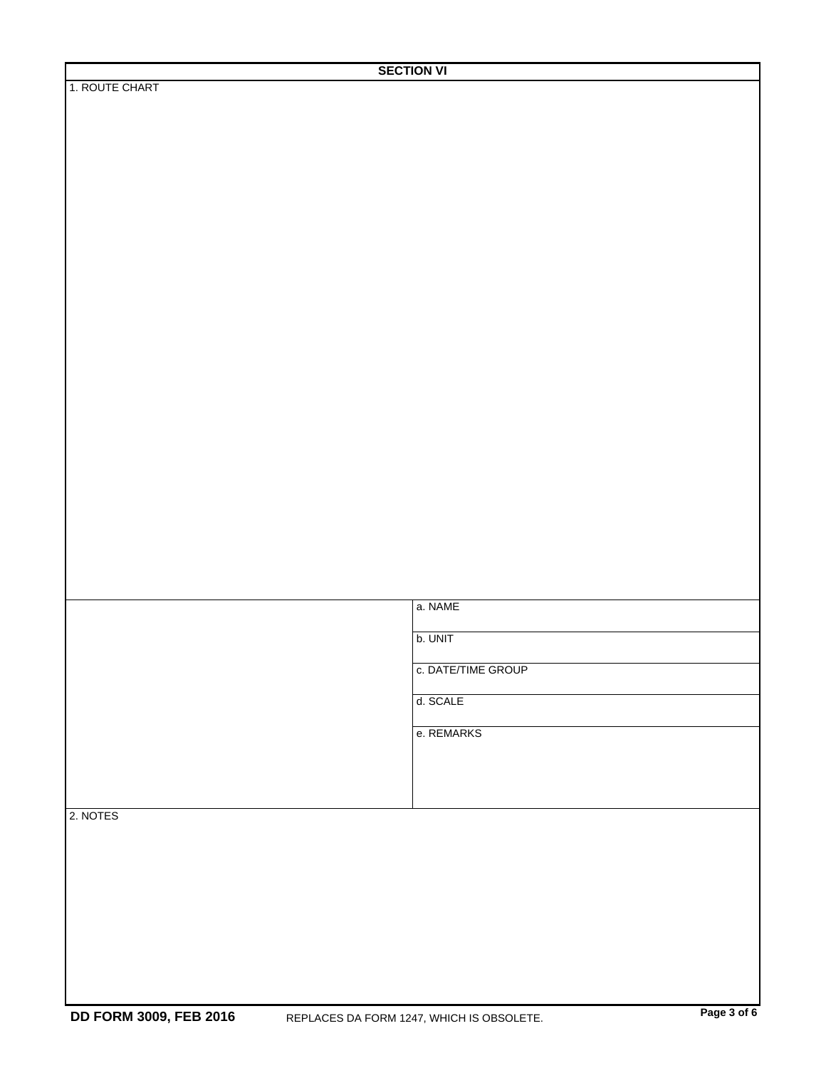## SECTION VI

1. ROUTE CHART

| | |
|---|---|
| | a. NAME |
| | b. UNIT |
| | c. DATE/TIME GROUP |
| | d. SCALE |
| | e. REMARKS |

2. NOTES

DD FORM 3009, FEB 2016 REPLACES DA FORM 1247, WHICH IS OBSOLETE.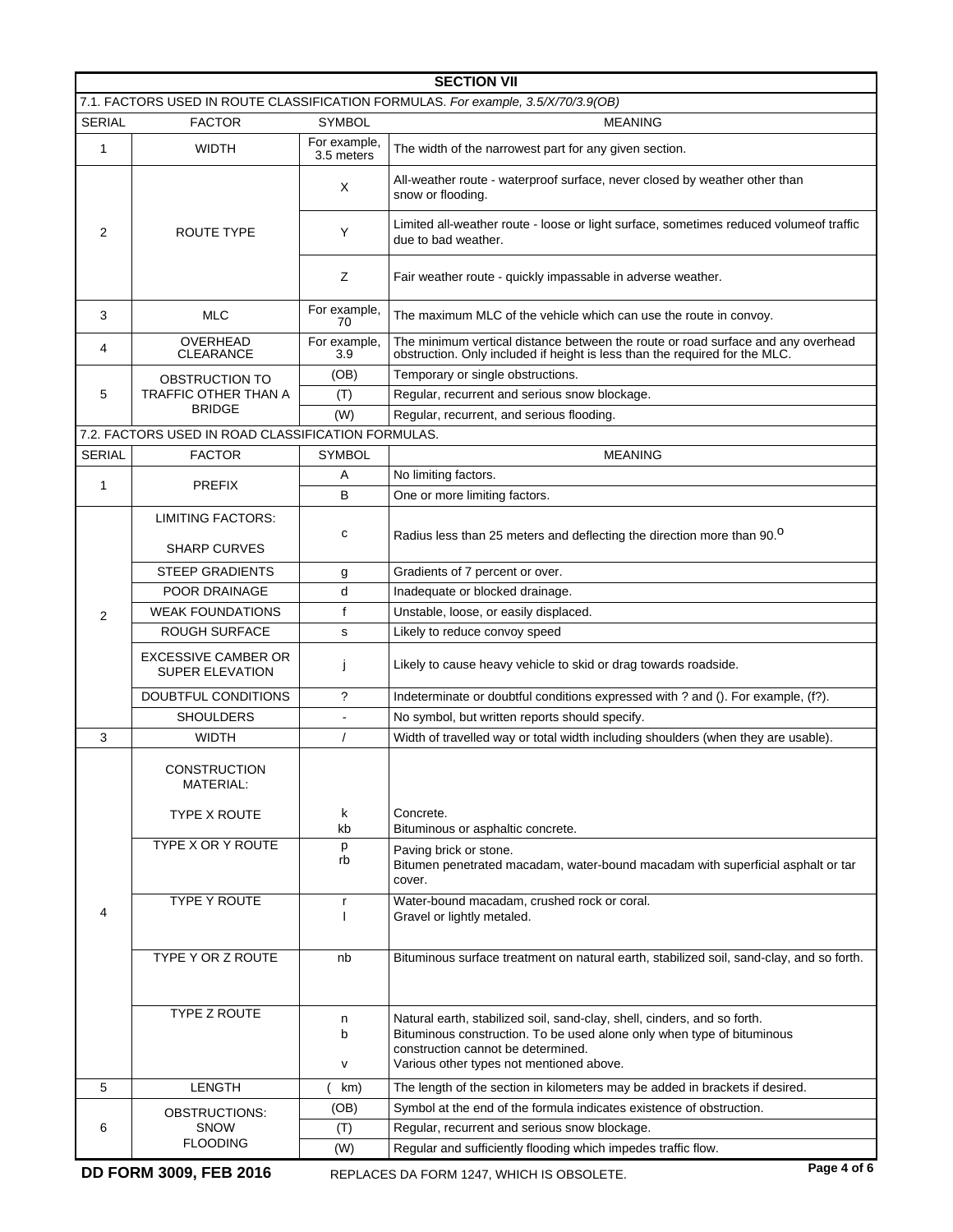## SECTION VII

**7.1. FACTORS USED IN ROUTE CLASSIFICATION FORMULAS.** *For example, 3.5/X/70/3.9(OB)*

| SERIAL | FACTOR | SYMBOL | MEANING |
|---|---|---|---|
| 1 | WIDTH | For example, 3.5 meters | The width of the narrowest part for any given section. |
| 2 | ROUTE TYPE | X | All-weather route - waterproof surface, never closed by weather other than snow or flooding. |
| | | Y | Limited all-weather route - loose or light surface, sometimes reduced volumeof traffic due to bad weather. |
| | | Z | Fair weather route - quickly impassable in adverse weather. |
| 3 | MLC | For example, 70 | The maximum MLC of the vehicle which can use the route in convoy. |
| 4 | OVERHEAD CLEARANCE | For example, 3.9 | The minimum vertical distance between the route or road surface and any overhead obstruction. Only included if height is less than the required for the MLC. |
| 5 | OBSTRUCTION TO TRAFFIC OTHER THAN A BRIDGE | (OB) | Temporary or single obstructions. |
| | | (T) | Regular, recurrent and serious snow blockage. |
| | | (W) | Regular, recurrent, and serious flooding. |

**7.2. FACTORS USED IN ROAD CLASSIFICATION FORMULAS.**

| SERIAL | FACTOR | SYMBOL | MEANING |
|---|---|---|---|
| 1 | PREFIX | A | No limiting factors. |
| | | B | One or more limiting factors. |
| 2 | LIMITING FACTORS: SHARP CURVES | c | Radius less than 25 meters and deflecting the direction more than 90.° |
| | STEEP GRADIENTS | g | Gradients of 7 percent or over. |
| | POOR DRAINAGE | d | Inadequate or blocked drainage. |
| | WEAK FOUNDATIONS | f | Unstable, loose, or easily displaced. |
| | ROUGH SURFACE | s | Likely to reduce convoy speed |
| | EXCESSIVE CAMBER OR SUPER ELEVATION | j | Likely to cause heavy vehicle to skid or drag towards roadside. |
| | DOUBTFUL CONDITIONS | ? | Indeterminate or doubtful conditions expressed with ? and (). For example, (f?). |
| | SHOULDERS | - | No symbol, but written reports should specify. |
| 3 | WIDTH | / | Width of travelled way or total width including shoulders (when they are usable). |
| 4 | CONSTRUCTION MATERIAL: TYPE X ROUTE | k<br>kb | Concrete.<br>Bituminous or asphaltic concrete. |
| | TYPE X OR Y ROUTE | p<br>rb | Paving brick or stone.<br>Bitumen penetrated macadam, water-bound macadam with superficial asphalt or tar cover. |
| | TYPE Y ROUTE | r<br>l | Water-bound macadam, crushed rock or coral.<br>Gravel or lightly metaled. |
| | TYPE Y OR Z ROUTE | nb | Bituminous surface treatment on natural earth, stabilized soil, sand-clay, and so forth. |
| | TYPE Z ROUTE | n<br>b<br>v | Natural earth, stabilized soil, sand-clay, shell, cinders, and so forth.<br>Bituminous construction. To be used alone only when type of bituminous construction cannot be determined.<br>Various other types not mentioned above. |
| 5 | LENGTH | ( km) | The length of the section in kilometers may be added in brackets if desired. |
| 6 | OBSTRUCTIONS: SNOW FLOODING | (OB) | Symbol at the end of the formula indicates existence of obstruction. |
| | | (T) | Regular, recurrent and serious snow blockage. |
| | | (W) | Regular and sufficiently flooding which impedes traffic flow. |

**DD FORM 3009, FEB 2016** REPLACES DA FORM 1247, WHICH IS OBSOLETE.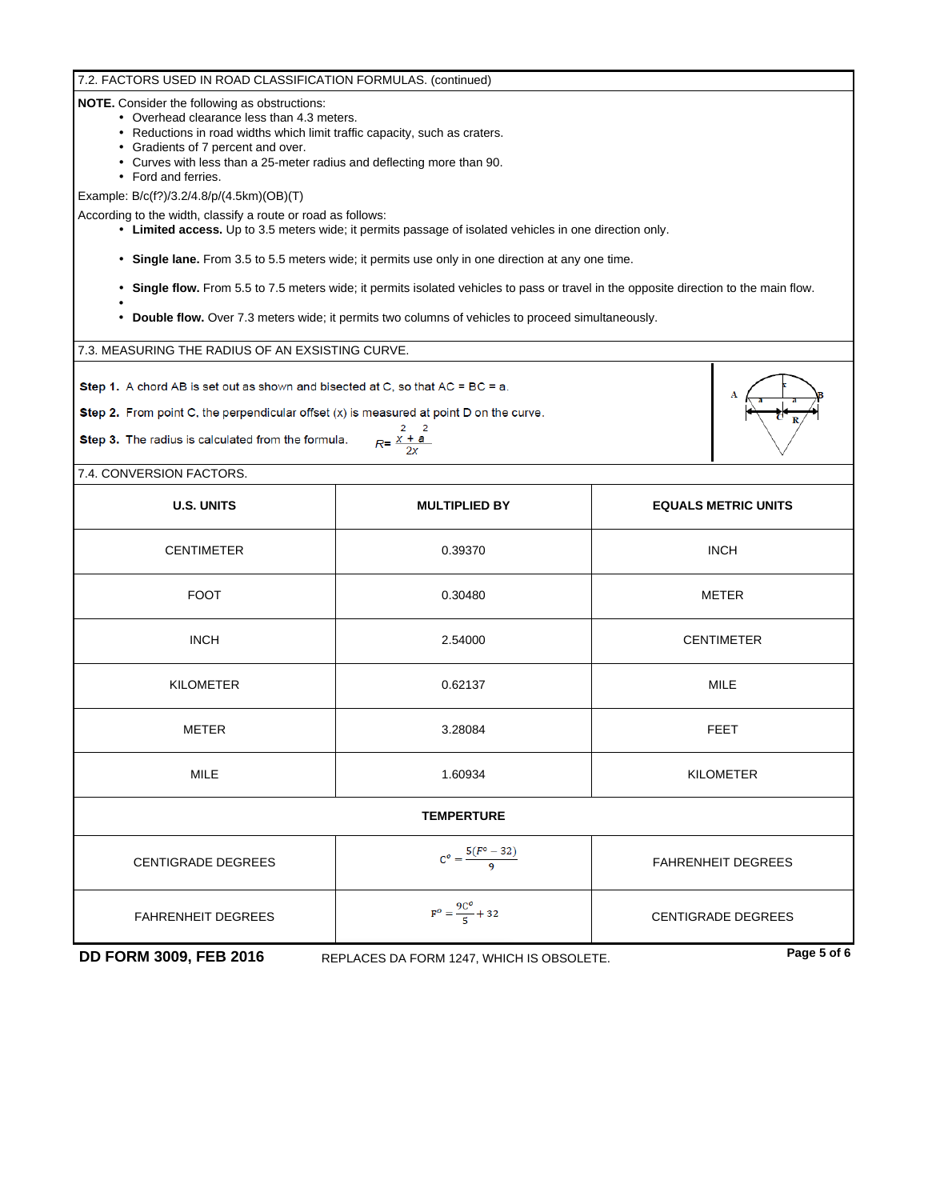7.2. FACTORS USED IN ROAD CLASSIFICATION FORMULAS. (continued)

**NOTE.** Consider the following as obstructions:

- Overhead clearance less than 4.3 meters.
- Reductions in road widths which limit traffic capacity, such as craters.
- Gradients of 7 percent and over.
- Curves with less than a 25-meter radius and deflecting more than 90.
- Ford and ferries.

Example: B/c(f?)/3.2/4.8/p/(4.5km)(OB)(T)

According to the width, classify a route or road as follows:

- **Limited access.** Up to 3.5 meters wide; it permits passage of isolated vehicles in one direction only.
- **Single lane.** From 3.5 to 5.5 meters wide; it permits use only in one direction at any one time.
- **Single flow.** From 5.5 to 7.5 meters wide; it permits isolated vehicles to pass or travel in the opposite direction to the main flow.
- 
- **Double flow.** Over 7.3 meters wide; it permits two columns of vehicles to proceed simultaneously.

7.3. MEASURING THE RADIUS OF AN EXSISTING CURVE.

**Step 1.** A chord AB is set out as shown and bisected at C, so that AC = BC = a.

**Step 2.** From point C, the perpendicular offset (x) is measured at point D on the curve.

**Step 3.** The radius is calculated from the formula. $R = \frac{x^2 + a^2}{2x}$

7.4. CONVERSION FACTORS.

| U.S. UNITS | MULTIPLIED BY | EQUALS METRIC UNITS |
|---|---|---|
| CENTIMETER | 0.39370 | INCH |
| FOOT | 0.30480 | METER |
| INCH | 2.54000 | CENTIMETER |
| KILOMETER | 0.62137 | MILE |
| METER | 3.28084 | FEET |
| MILE | 1.60934 | KILOMETER |
| **TEMPERTURE** | | |
| CENTIGRADE DEGREES | $C^o = \frac{5(F^o - 32)}{9}$ | FAHRENHEIT DEGREES |
| FAHRENHEIT DEGREES | $F^o = \frac{9C^o}{5} + 32$ | CENTIGRADE DEGREES |

**DD FORM 3009, FEB 2016** REPLACES DA FORM 1247, WHICH IS OBSOLETE.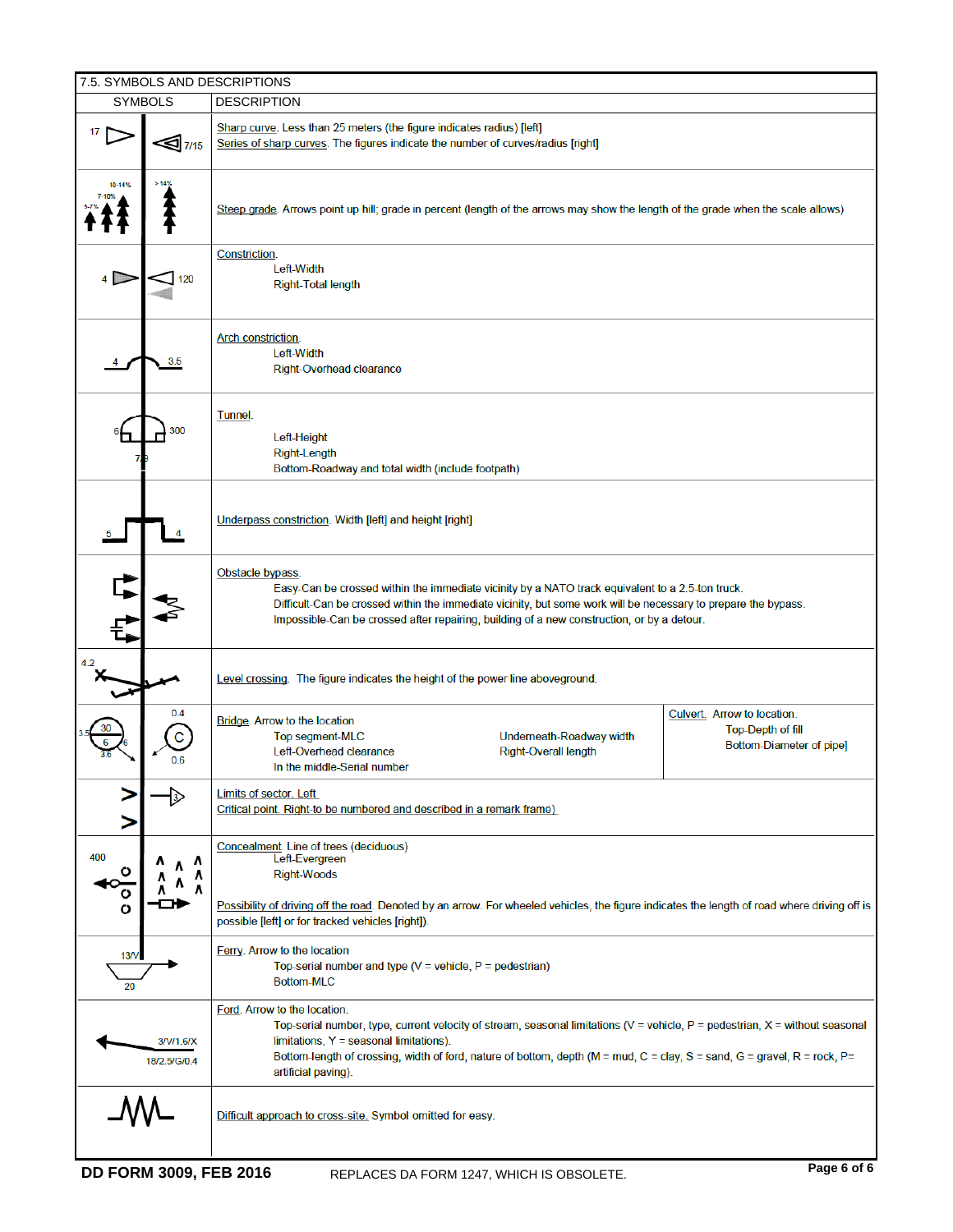| 7.5. SYMBOLS AND DESCRIPTIONS | |
|---|---|
| SYMBOLS | DESCRIPTION |
| 17 7/15 | Sharp curve. Less than 25 meters (the figure indicates radius) [left]<br>Series of sharp curves. The figures indicate the number of curves/radius [right] |
| 10-14% 7-10% 5-7% > 14% | Steep grade. Arrows point up hill; grade in percent (length of the arrows may show the length of the grade when the scale allows) |
| 4 120 | Constriction.<br>Left-Width<br>Right-Total length |
| 4 3.5 | Arch constriction.<br>Left-Width<br>Right-Overhead clearance |
| 6 300 7/9 | Tunnel.<br>Left-Height<br>Right-Length<br>Bottom-Roadway and total width (include footpath) |
| 5 4 | Underpass constriction. Width [left] and height [right] |
| | Obstacle bypass.<br>Easy-Can be crossed within the immediate vicinity by a NATO track equivalent to a 2.5-ton truck.<br>Difficult-Can be crossed within the immediate vicinity, but some work will be necessary to prepare the bypass.<br>Impossible-Can be crossed after repairing, building of a new construction, or by a detour. |
| 4.2 | Level crossing. The figure indicates the height of the power line aboveground. |
| 3.5 30 6 6 3.6 0.4 C 0.6 | Bridge. Arrow to the location<br>Top segment-MLC<br>Left-Overhead clearance<br>In the middle-Serial number<br>Underneath-Roadway width<br>Right-Overall length<br><br>Culvert. Arrow to location.<br>Top-Depth of fill<br>Bottom-Diameter of pipe] |
| 3 | Limits of sector. Left<br>Critical point. Right-to be numbered and described in a remark frame) |
| 400 | Concealment. Line of trees (deciduous)<br>Left-Evergreen<br>Right-Woods<br><br>Possibility of driving off the road. Denoted by an arrow. For wheeled vehicles, the figure indicates the length of road where driving off is possible [left] or for tracked vehicles [right]). |
| 13/V 20 | Ferry. Arrow to the location<br>Top-serial number and type (V = vehicle, P = pedestrian)<br>Bottom-MLC |
| 3/V/1.6/X 18/2.5/G/0.4 | Ford. Arrow to the location.<br>Top-serial number, type, current velocity of stream, seasonal limitations (V = vehicle, P = pedestrian, X = without seasonal limitations, Y = seasonal limitations).<br>Bottom-length of crossing, width of ford, nature of bottom, depth (M = mud, C = clay, S = sand, G = gravel, R = rock, P= artificial paving). |
| | Difficult approach to cross-site. Symbol omitted for easy. |

**DD FORM 3009, FEB 2016** REPLACES DA FORM 1247, WHICH IS OBSOLETE.